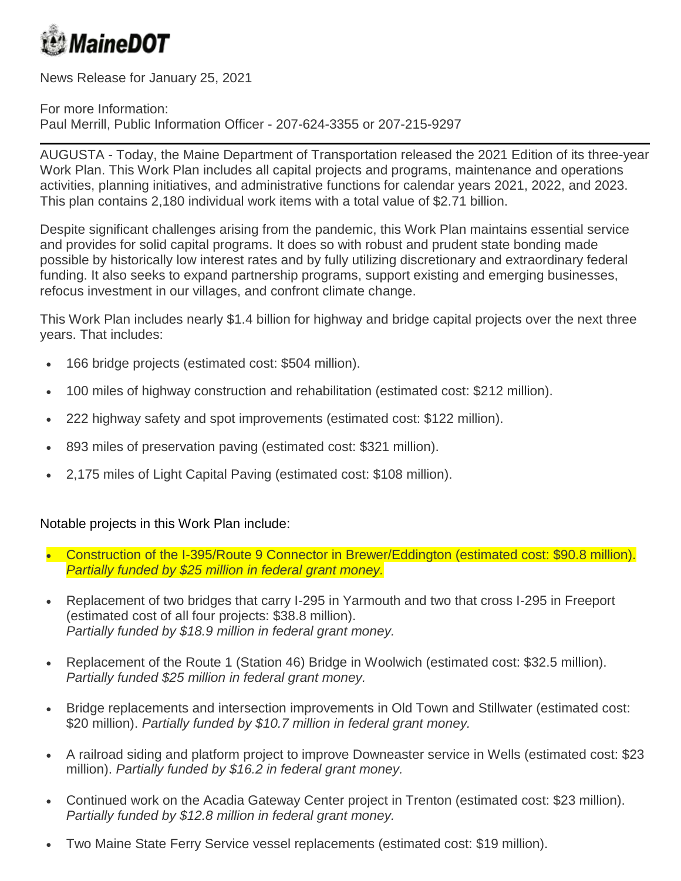# MaineDOT

News Release for January 25, 2021

For more Information:
Paul Merrill, Public Information Officer - 207-624-3355 or 207-215-9297

---

AUGUSTA - Today, the Maine Department of Transportation released the 2021 Edition of its three-year Work Plan. This Work Plan includes all capital projects and programs, maintenance and operations activities, planning initiatives, and administrative functions for calendar years 2021, 2022, and 2023. This plan contains 2,180 individual work items with a total value of $2.71 billion.

Despite significant challenges arising from the pandemic, this Work Plan maintains essential service and provides for solid capital programs. It does so with robust and prudent state bonding made possible by historically low interest rates and by fully utilizing discretionary and extraordinary federal funding. It also seeks to expand partnership programs, support existing and emerging businesses, refocus investment in our villages, and confront climate change.

This Work Plan includes nearly $1.4 billion for highway and bridge capital projects over the next three years. That includes:

- 166 bridge projects (estimated cost: $504 million).
- 100 miles of highway construction and rehabilitation (estimated cost: $212 million).
- 222 highway safety and spot improvements (estimated cost: $122 million).
- 893 miles of preservation paving (estimated cost: $321 million).
- 2,175 miles of Light Capital Paving (estimated cost: $108 million).

Notable projects in this Work Plan include:

- Construction of the I-395/Route 9 Connector in Brewer/Eddington (estimated cost: $90.8 million).
  *Partially funded by $25 million in federal grant money.*
- Replacement of two bridges that carry I-295 in Yarmouth and two that cross I-295 in Freeport (estimated cost of all four projects: $38.8 million).
  *Partially funded by $18.9 million in federal grant money.*
- Replacement of the Route 1 (Station 46) Bridge in Woolwich (estimated cost: $32.5 million).
  *Partially funded $25 million in federal grant money.*
- Bridge replacements and intersection improvements in Old Town and Stillwater (estimated cost: $20 million). *Partially funded by $10.7 million in federal grant money.*
- A railroad siding and platform project to improve Downeaster service in Wells (estimated cost: $23 million). *Partially funded by $16.2 in federal grant money.*
- Continued work on the Acadia Gateway Center project in Trenton (estimated cost: $23 million).
  *Partially funded by $12.8 million in federal grant money.*
- Two Maine State Ferry Service vessel replacements (estimated cost: $19 million).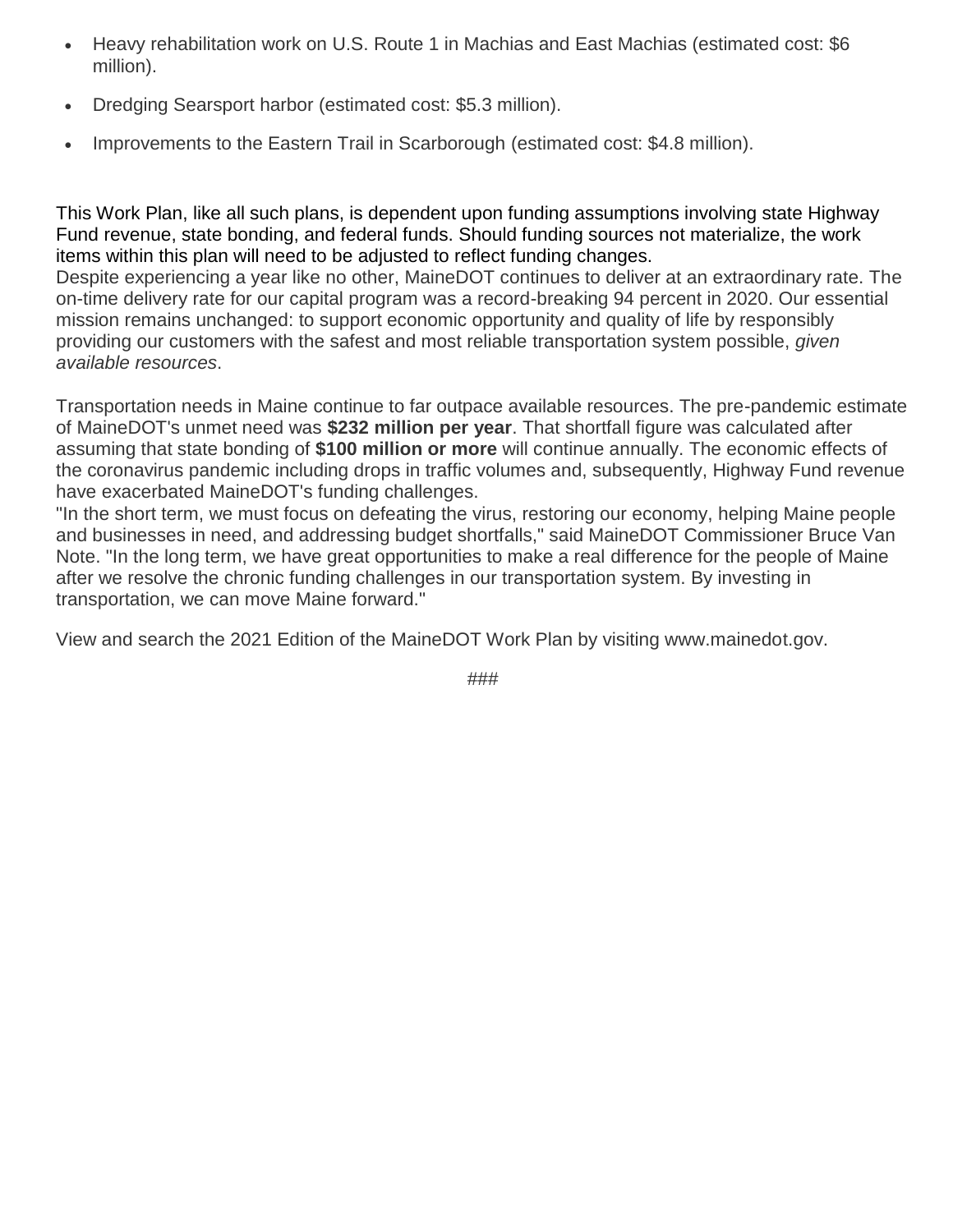- Heavy rehabilitation work on U.S. Route 1 in Machias and East Machias (estimated cost: $6 million).
- Dredging Searsport harbor (estimated cost: $5.3 million).
- Improvements to the Eastern Trail in Scarborough (estimated cost: $4.8 million).

This Work Plan, like all such plans, is dependent upon funding assumptions involving state Highway Fund revenue, state bonding, and federal funds. Should funding sources not materialize, the work items within this plan will need to be adjusted to reflect funding changes.
Despite experiencing a year like no other, MaineDOT continues to deliver at an extraordinary rate. The on-time delivery rate for our capital program was a record-breaking 94 percent in 2020. Our essential mission remains unchanged: to support economic opportunity and quality of life by responsibly providing our customers with the safest and most reliable transportation system possible, *given available resources*.

Transportation needs in Maine continue to far outpace available resources. The pre-pandemic estimate of MaineDOT's unmet need was **$232 million per year**. That shortfall figure was calculated after assuming that state bonding of **$100 million or more** will continue annually. The economic effects of the coronavirus pandemic including drops in traffic volumes and, subsequently, Highway Fund revenue have exacerbated MaineDOT's funding challenges.
"In the short term, we must focus on defeating the virus, restoring our economy, helping Maine people and businesses in need, and addressing budget shortfalls," said MaineDOT Commissioner Bruce Van Note. "In the long term, we have great opportunities to make a real difference for the people of Maine after we resolve the chronic funding challenges in our transportation system. By investing in transportation, we can move Maine forward."

View and search the 2021 Edition of the MaineDOT Work Plan by visiting www.mainedot.gov.

###